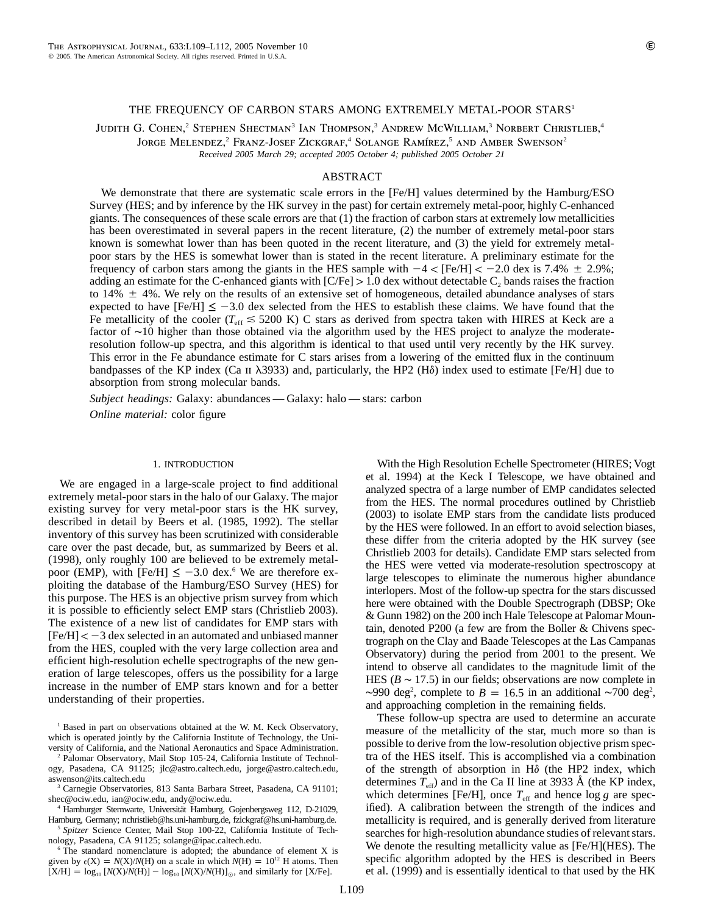# THE FREQUENCY OF CARBON STARS AMONG EXTREMELY METAL-POOR STARS[1]

Judith G. Cohen,[2] Stephen Shectman[3] Ian Thompson,[3] Andrew McWilliam,[3] Norbert Christlieb,[4] Jorge Melendez,[2] Franz-Josef Zickgraf,[4] Solange Ramírez,[5] and Amber Swenson[2]

*Received 2005 March 29; accepted 2005 October 4; published 2005 October 21*

## ABSTRACT

We demonstrate that there are systematic scale errors in the [Fe/H] values determined by the Hamburg/ESO Survey (HES; and by inference by the HK survey in the past) for certain extremely metal-poor, highly C-enhanced giants. The consequences of these scale errors are that (1) the fraction of carbon stars at extremely low metallicities has been overestimated in several papers in the recent literature, (2) the number of extremely metal-poor stars known is somewhat lower than has been quoted in the recent literature, and (3) the yield for extremely metal-poor stars by the HES is somewhat lower than is stated in the recent literature. A preliminary estimate for the frequency of carbon stars among the giants in the HES sample with $-4 < [Fe/H] < -2.0$ dex is 7.4% $\pm$ 2.9%; adding an estimate for the C-enhanced giants with $[C/Fe] > 1.0$ dex without detectable $C_2$ bands raises the fraction to 14% $\pm$ 4%. We rely on the results of an extensive set of homogeneous, detailed abundance analyses of stars expected to have $[Fe/H] \leq -3.0$ dex selected from the HES to establish these claims. We have found that the Fe metallicity of the cooler ($T_{eff} \lesssim 5200$ K) C stars as derived from spectra taken with HIRES at Keck are a factor of ~10 higher than those obtained via the algorithm used by the HES project to analyze the moderate-resolution follow-up spectra, and this algorithm is identical to that used until very recently by the HK survey. This error in the Fe abundance estimate for C stars arises from a lowering of the emitted flux in the continuum bandpasses of the KP index (Ca II λ3933) and, particularly, the HP2 (Hδ) index used to estimate [Fe/H] due to absorption from strong molecular bands.

*Subject headings:* Galaxy: abundances — Galaxy: halo — stars: carbon

*Online material:* color figure

## 1. INTRODUCTION

We are engaged in a large-scale project to find additional extremely metal-poor stars in the halo of our Galaxy. The major existing survey for very metal-poor stars is the HK survey, described in detail by Beers et al. (1985, 1992). The stellar inventory of this survey has been scrutinized with considerable care over the past decade, but, as summarized by Beers et al. (1998), only roughly 100 are believed to be extremely metal-poor (EMP), with $[Fe/H] \leq -3.0$ dex.[6] We are therefore exploiting the database of the Hamburg/ESO Survey (HES) for this purpose. The HES is an objective prism survey from which it is possible to efficiently select EMP stars (Christlieb 2003). The existence of a new list of candidates for EMP stars with $[Fe/H] < -3$ dex selected in an automated and unbiased manner from the HES, coupled with the very large collection area and efficient high-resolution echelle spectrographs of the new generation of large telescopes, offers us the possibility for a large increase in the number of EMP stars known and for a better understanding of their properties.

With the High Resolution Echelle Spectrometer (HIRES; Vogt et al. 1994) at the Keck I Telescope, we have obtained and analyzed spectra of a large number of EMP candidates selected from the HES. The normal procedures outlined by Christlieb (2003) to isolate EMP stars from the candidate lists produced by the HES were followed. In an effort to avoid selection biases, these differ from the criteria adopted by the HK survey (see Christlieb 2003 for details). Candidate EMP stars selected from the HES were vetted via moderate-resolution spectroscopy at large telescopes to eliminate the numerous higher abundance interlopers. Most of the follow-up spectra for the stars discussed here were obtained with the Double Spectrograph (DBSP; Oke & Gunn 1982) on the 200 inch Hale Telescope at Palomar Mountain, denoted P200 (a few are from the Boller & Chivens spectrograph on the Clay and Baade Telescopes at the Las Campanas Observatory) during the period from 2001 to the present. We intend to observe all candidates to the magnitude limit of the HES ($B \sim 17.5$) in our fields; observations are now complete in ~990 deg$^2$, complete to $B = 16.5$ in an additional ~700 deg$^2$, and approaching completion in the remaining fields.

These follow-up spectra are used to determine an accurate measure of the metallicity of the star, much more so than is possible to derive from the low-resolution objective prism spectra of the HES itself. This is accomplished via a combination of the strength of absorption in Hδ (the HP2 index, which determines $T_{eff}$) and in the Ca II line at 3933 Å (the KP index, which determines [Fe/H], once $T_{eff}$ and hence log $g$ are specified). A calibration between the strength of the indices and metallicity is required, and is generally derived from literature searches for high-resolution abundance studies of relevant stars. We denote the resulting metallicity value as [Fe/H](HES). The specific algorithm adopted by the HES is described in Beers et al. (1999) and is essentially identical to that used by the HK

---

[1] Based in part on observations obtained at the W. M. Keck Observatory, which is operated jointly by the California Institute of Technology, the University of California, and the National Aeronautics and Space Administration.

[2] Palomar Observatory, Mail Stop 105-24, California Institute of Technology, Pasadena, CA 91125; jlc@astro.caltech.edu, jorge@astro.caltech.edu, aswenson@its.caltech.edu

[3] Carnegie Observatories, 813 Santa Barbara Street, Pasadena, CA 91101; shec@ociw.edu, ian@ociw.edu, andy@ociw.edu.

[4] Hamburger Sternwarte, Universität Hamburg, Gojenbergsweg 112, D-21029, Hamburg, Germany; nchristlieb@hs.uni-hamburg.de, fzickgraf@hs.uni-hamburg.de.

[5] *Spitzer* Science Center, Mail Stop 100-22, California Institute of Technology, Pasadena, CA 91125; solange@ipac.caltech.edu.

[6] The standard nomenclature is adopted; the abundance of element X is given by $\epsilon(X) = N(X)/N(H)$ on a scale in which $N(H) = 10^{12}$ H atoms. Then $[X/H] = \log_{10}[N(X)/N(H)] - \log_{10}[N(X)/N(H)]_{\odot}$, and similarly for [X/Fe].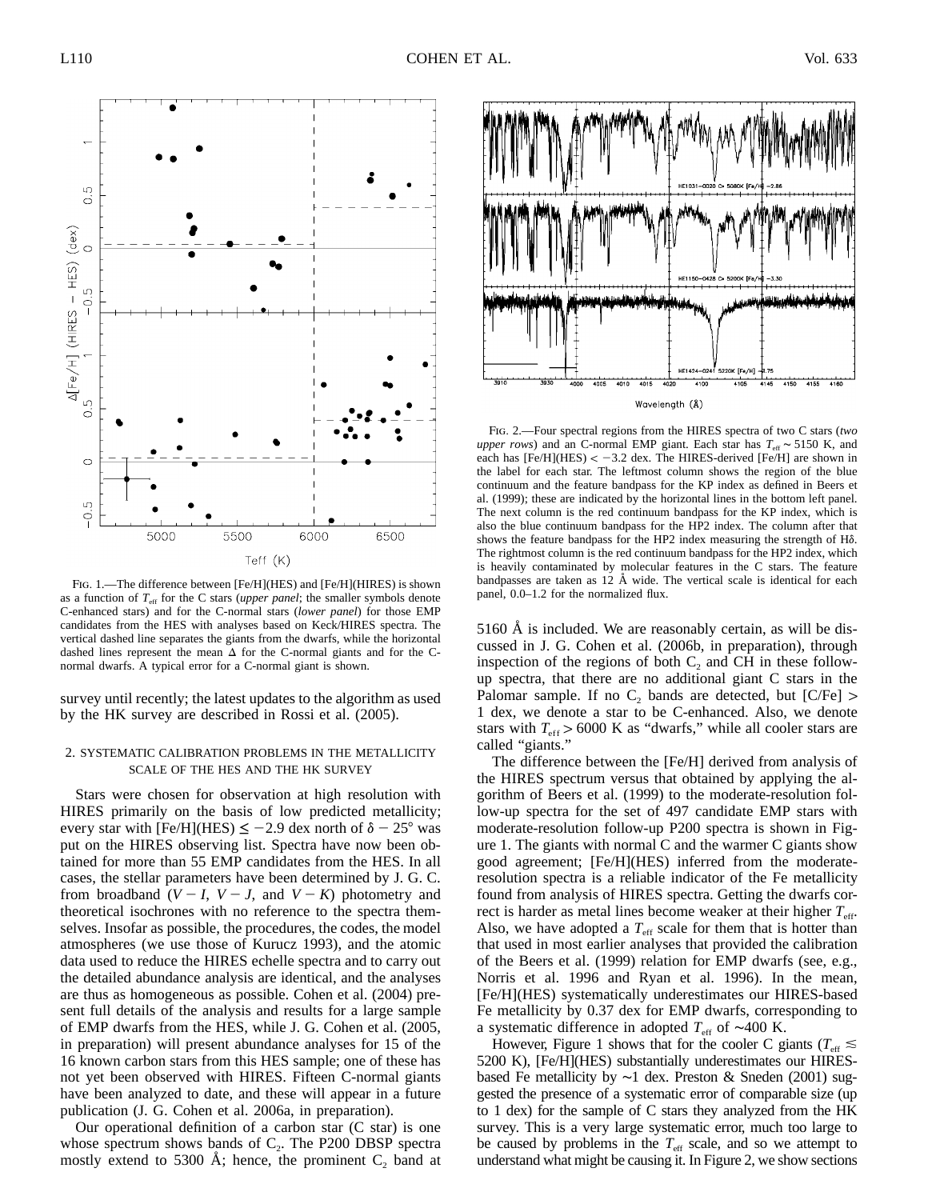FIG. 1.—The difference between [Fe/H](HES) and [Fe/H](HIRES) is shown as a function of $T_{\rm eff}$ for the C stars (*upper panel*; the smaller symbols denote C-enhanced stars) and for the C-normal stars (*lower panel*) for those EMP candidates from the HES with analyses based on Keck/HIRES spectra. The vertical dashed line separates the giants from the dwarfs, while the horizontal dashed lines represent the mean Δ for the C-normal giants and for the C-normal dwarfs. A typical error for a C-normal giant is shown.

FIG. 2.—Four spectral regions from the HIRES spectra of two C stars (*two upper rows*) and an C-normal EMP giant. Each star has $T_{\rm eff} \sim 5150$ K, and each has [Fe/H](HES) < −3.2 dex. The HIRES-derived [Fe/H] are shown in the label for each star. The leftmost column shows the region of the blue continuum and the feature bandpass for the KP index as defined in Beers et al. (1999); these are indicated by the horizontal lines in the bottom left panel. The next column is the red continuum bandpass for the KP index, which is also the blue continuum bandpass for the HP2 index. The column after that shows the feature bandpass for the HP2 index measuring the strength of Hδ. The rightmost column is the red continuum bandpass for the HP2 index, which is heavily contaminated by molecular features in the C stars. The feature bandpasses are taken as 12 Å wide. The vertical scale is identical for each panel, 0.0–1.2 for the normalized flux.

survey until recently; the latest updates to the algorithm as used by the HK survey are described in Rossi et al. (2005).

## 2. SYSTEMATIC CALIBRATION PROBLEMS IN THE METALLICITY SCALE OF THE HES AND THE HK SURVEY

Stars were chosen for observation at high resolution with HIRES primarily on the basis of low predicted metallicity; every star with [Fe/H](HES) ≤ −2.9 dex north of δ − 25° was put on the HIRES observing list. Spectra have now been obtained for more than 55 EMP candidates from the HES. In all cases, the stellar parameters have been determined by J. G. C. from broadband ($V-I$, $V-J$, and $V-K$) photometry and theoretical isochrones with no reference to the spectra themselves. Insofar as possible, the procedures, the codes, the model atmospheres (we use those of Kurucz 1993), and the atomic data used to reduce the HIRES echelle spectra and to carry out the detailed abundance analysis are identical, and the analyses are thus as homogeneous as possible. Cohen et al. (2004) present full details of the analysis and results for a large sample of EMP dwarfs from the HES, while J. G. Cohen et al. (2005, in preparation) will present abundance analyses for 15 of the 16 known carbon stars from this HES sample; one of these has not yet been observed with HIRES. Fifteen C-normal giants have been analyzed to date, and these will appear in a future publication (J. G. Cohen et al. 2006a, in preparation).

Our operational definition of a carbon star (C star) is one whose spectrum shows bands of $C_2$. The P200 DBSP spectra mostly extend to 5300 Å; hence, the prominent $C_2$ band at 5160 Å is included. We are reasonably certain, as will be discussed in J. G. Cohen et al. (2006b, in preparation), through inspection of the regions of both $C_2$ and CH in these follow-up spectra, that there are no additional giant C stars in the Palomar sample. If no $C_2$ bands are detected, but [C/Fe] > 1 dex, we denote a star to be C-enhanced. Also, we denote stars with $T_{\rm eff} > 6000$ K as "dwarfs," while all cooler stars are called "giants."

The difference between the [Fe/H] derived from analysis of the HIRES spectrum versus that obtained by applying the algorithm of Beers et al. (1999) to the moderate-resolution follow-up spectra for the set of 497 candidate EMP stars with moderate-resolution follow-up P200 spectra is shown in Figure 1. The giants with normal C and the warmer C giants show good agreement; [Fe/H](HES) inferred from the moderate-resolution spectra is a reliable indicator of the Fe metallicity found from analysis of HIRES spectra. Getting the dwarfs correct is harder as metal lines become weaker at their higher $T_{\rm eff}$. Also, we have adopted a $T_{\rm eff}$ scale for them that is hotter than that used in most earlier analyses that provided the calibration of the Beers et al. (1999) relation for EMP dwarfs (see, e.g., Norris et al. 1996 and Ryan et al. 1996). In the mean, [Fe/H](HES) systematically underestimates our HIRES-based Fe metallicity by 0.37 dex for EMP dwarfs, corresponding to a systematic difference in adopted $T_{\rm eff}$ of ∼400 K.

However, Figure 1 shows that for the cooler C giants ($T_{\rm eff} \lesssim 5200$ K), [Fe/H](HES) substantially underestimates our HIRES-based Fe metallicity by ∼1 dex. Preston & Sneden (2001) suggested the presence of a systematic error of comparable size (up to 1 dex) for the sample of C stars they analyzed from the HK survey. This is a very large systematic error, much too large to be caused by problems in the $T_{\rm eff}$ scale, and so we attempt to understand what might be causing it. In Figure 2, we show sections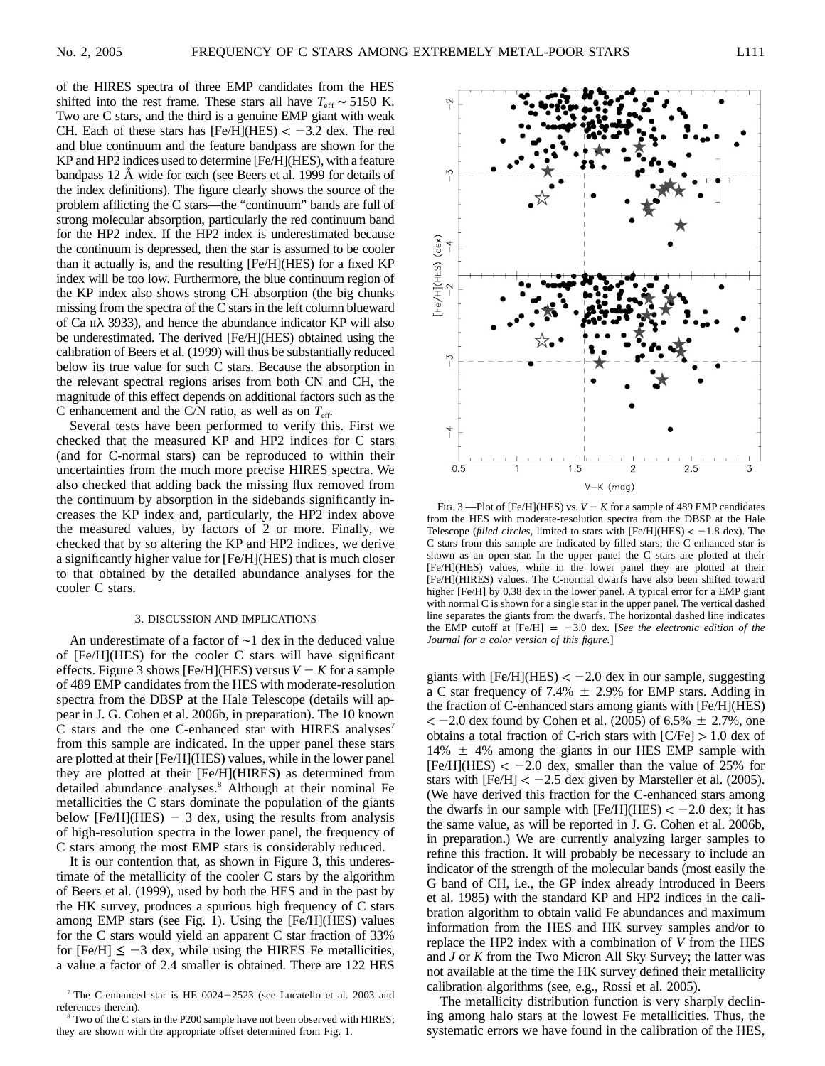of the HIRES spectra of three EMP candidates from the HES shifted into the rest frame. These stars all have $T_{\rm eff} \sim 5150$ K. Two are C stars, and the third is a genuine EMP giant with weak CH. Each of these stars has [Fe/H](HES) $< -3.2$ dex. The red and blue continuum and the feature bandpass are shown for the KP and HP2 indices used to determine [Fe/H](HES), with a feature bandpass 12 Å wide for each (see Beers et al. 1999 for details of the index definitions). The figure clearly shows the source of the problem afflicting the C stars—the "continuum" bands are full of strong molecular absorption, particularly the red continuum band for the HP2 index. If the HP2 index is underestimated because the continuum is depressed, then the star is assumed to be cooler than it actually is, and the resulting [Fe/H](HES) for a fixed KP index will be too low. Furthermore, the blue continuum region of the KP index also shows strong CH absorption (the big chunks missing from the spectra of the C stars in the left column blueward of Ca II λ 3933), and hence the abundance indicator KP will also be underestimated. The derived [Fe/H](HES) obtained using the calibration of Beers et al. (1999) will thus be substantially reduced below its true value for such C stars. Because the absorption in the relevant spectral regions arises from both CN and CH, the magnitude of this effect depends on additional factors such as the C enhancement and the C/N ratio, as well as on $T_{\rm eff}$.

Several tests have been performed to verify this. First we checked that the measured KP and HP2 indices for C stars (and for C-normal stars) can be reproduced to within their uncertainties from the much more precise HIRES spectra. We also checked that adding back the missing flux removed from the continuum by absorption in the sidebands significantly increases the KP index and, particularly, the HP2 index above the measured values, by factors of 2 or more. Finally, we checked that by so altering the KP and HP2 indices, we derive a significantly higher value for [Fe/H](HES) that is much closer to that obtained by the detailed abundance analyses for the cooler C stars.

## 3. DISCUSSION AND IMPLICATIONS

An underestimate of a factor of ~1 dex in the deduced value of [Fe/H](HES) for the cooler C stars will have significant effects. Figure 3 shows [Fe/H](HES) versus $V - K$ for a sample of 489 EMP candidates from the HES with moderate-resolution spectra from the DBSP at the Hale Telescope (details will appear in J. G. Cohen et al. 2006b, in preparation). The 10 known C stars and the one C-enhanced star with HIRES analyses[7] from this sample are indicated. In the upper panel these stars are plotted at their [Fe/H](HES) values, while in the lower panel they are plotted at their [Fe/H](HIRES) as determined from detailed abundance analyses.[8] Although at their nominal Fe metallicities the C stars dominate the population of the giants below [Fe/H](HES) $-$ 3 dex, using the results from analysis of high-resolution spectra in the lower panel, the frequency of C stars among the most EMP stars is considerably reduced.

It is our contention that, as shown in Figure 3, this underestimate of the metallicity of the cooler C stars by the algorithm of Beers et al. (1999), used by both the HES and in the past by the HK survey, produces a spurious high frequency of C stars among EMP stars (see Fig. 1). Using the [Fe/H](HES) values for the C stars would yield an apparent C star fraction of 33% for [Fe/H] $\leq -3$ dex, while using the HIRES Fe metallicities, a value a factor of 2.4 smaller is obtained. There are 122 HES giants with [Fe/H](HES) $< -2.0$ dex in our sample, suggesting a C star frequency of 7.4% $\pm$ 2.9% for EMP stars. Adding in the fraction of C-enhanced stars among giants with [Fe/H](HES) $< -2.0$ dex found by Cohen et al. (2005) of 6.5% $\pm$ 2.7%, one obtains a total fraction of C-rich stars with [C/Fe] $> 1.0$ dex of 14% $\pm$ 4% among the giants in our HES EMP sample with [Fe/H](HES) $< -2.0$ dex, smaller than the value of 25% for stars with [Fe/H] $< -2.5$ dex given by Marsteller et al. (2005). (We have derived this fraction for the C-enhanced stars among the dwarfs in our sample with [Fe/H](HES) $< -2.0$ dex; it has the same value, as will be reported in J. G. Cohen et al. 2006b, in preparation.) We are currently analyzing larger samples to refine this fraction. It will probably be necessary to include an indicator of the strength of the molecular bands (most easily the G band of CH, i.e., the GP index already introduced in Beers et al. 1985) with the standard KP and HP2 indices in the calibration algorithm to obtain valid Fe abundances and maximum information from the HES and HK survey samples and/or to replace the HP2 index with a combination of $V$ from the HES and $J$ or $K$ from the Two Micron All Sky Survey; the latter was not available at the time the HK survey defined their metallicity calibration algorithms (see, e.g., Rossi et al. 2005).

The metallicity distribution function is very sharply declining among halo stars at the lowest Fe metallicities. Thus, the systematic errors we have found in the calibration of the HES,

FIG. 3.—Plot of [Fe/H](HES) vs. $V - K$ for a sample of 489 EMP candidates from the HES with moderate-resolution spectra from the DBSP at the Hale Telescope (*filled circles*, limited to stars with [Fe/H](HES) $< -1.8$ dex). The C stars from this sample are indicated by filled stars; the C-enhanced star is shown as an open star. In the upper panel the C stars are plotted at their [Fe/H](HES) values, while in the lower panel they are plotted at their [Fe/H](HIRES) values. The C-normal dwarfs have also been shifted toward higher [Fe/H] by 0.38 dex in the lower panel. A typical error for a EMP giant with normal C is shown for a single star in the upper panel. The vertical dashed line separates the giants from the dwarfs. The horizontal dashed line indicates the EMP cutoff at [Fe/H] $= -3.0$ dex. [*See the electronic edition of the Journal for a color version of this figure.*]

[7] The C-enhanced star is HE 0024$-$2523 (see Lucatello et al. 2003 and references therein).

[8] Two of the C stars in the P200 sample have not been observed with HIRES; they are shown with the appropriate offset determined from Fig. 1.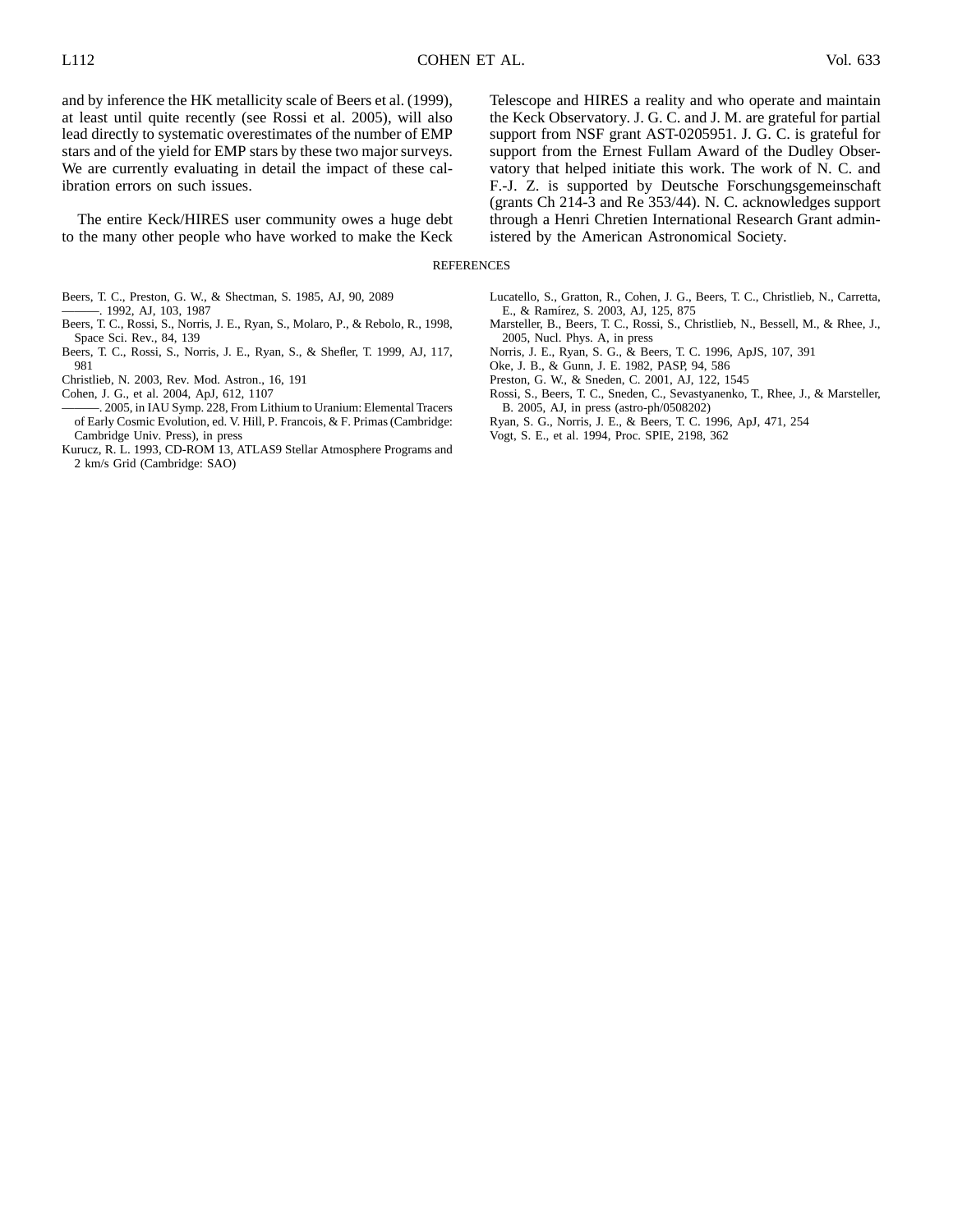and by inference the HK metallicity scale of Beers et al. (1999), at least until quite recently (see Rossi et al. 2005), will also lead directly to systematic overestimates of the number of EMP stars and of the yield for EMP stars by these two major surveys. We are currently evaluating in detail the impact of these calibration errors on such issues.

The entire Keck/HIRES user community owes a huge debt to the many other people who have worked to make the Keck Telescope and HIRES a reality and who operate and maintain the Keck Observatory. J. G. C. and J. M. are grateful for partial support from NSF grant AST-0205951. J. G. C. is grateful for support from the Ernest Fullam Award of the Dudley Observatory that helped initiate this work. The work of N. C. and F.-J. Z. is supported by Deutsche Forschungsgemeinschaft (grants Ch 214-3 and Re 353/44). N. C. acknowledges support through a Henri Chretien International Research Grant administered by the American Astronomical Society.

## REFERENCES

Beers, T. C., Preston, G. W., & Shectman, S. 1985, AJ, 90, 2089

———. 1992, AJ, 103, 1987

Beers, T. C., Rossi, S., Norris, J. E., Ryan, S., Molaro, P., & Rebolo, R., 1998, Space Sci. Rev., 84, 139

Beers, T. C., Rossi, S., Norris, J. E., Ryan, S., & Shefler, T. 1999, AJ, 117, 981

Christlieb, N. 2003, Rev. Mod. Astron., 16, 191

Cohen, J. G., et al. 2004, ApJ, 612, 1107

———. 2005, in IAU Symp. 228, From Lithium to Uranium: Elemental Tracers of Early Cosmic Evolution, ed. V. Hill, P. Francois, & F. Primas (Cambridge: Cambridge Univ. Press), in press

Kurucz, R. L. 1993, CD-ROM 13, ATLAS9 Stellar Atmosphere Programs and 2 km/s Grid (Cambridge: SAO)

Lucatello, S., Gratton, R., Cohen, J. G., Beers, T. C., Christlieb, N., Carretta, E., & Ramírez, S. 2003, AJ, 125, 875

Marsteller, B., Beers, T. C., Rossi, S., Christlieb, N., Bessell, M., & Rhee, J., 2005, Nucl. Phys. A, in press

Norris, J. E., Ryan, S. G., & Beers, T. C. 1996, ApJS, 107, 391

Oke, J. B., & Gunn, J. E. 1982, PASP, 94, 586

Preston, G. W., & Sneden, C. 2001, AJ, 122, 1545

Rossi, S., Beers, T. C., Sneden, C., Sevastyanenko, T., Rhee, J., & Marsteller, B. 2005, AJ, in press (astro-ph/0508202)

Ryan, S. G., Norris, J. E., & Beers, T. C. 1996, ApJ, 471, 254

Vogt, S. E., et al. 1994, Proc. SPIE, 2198, 362